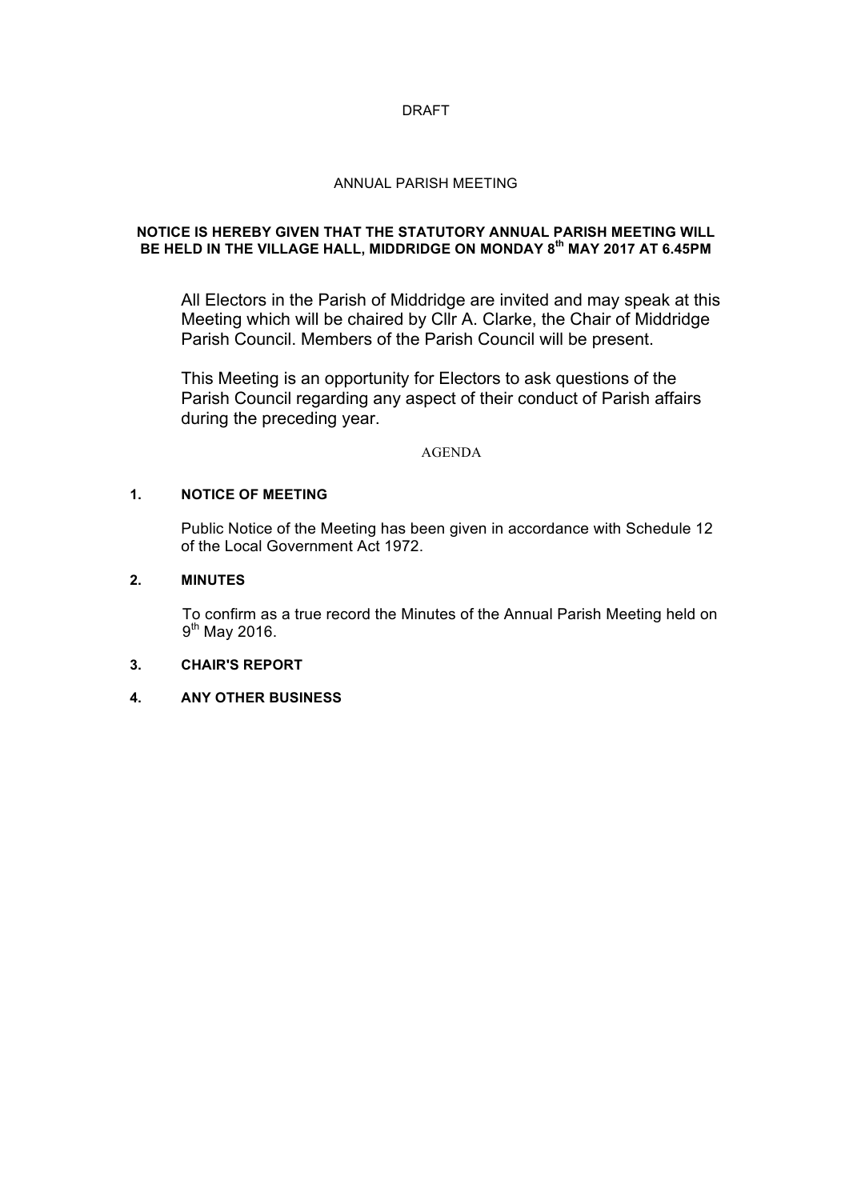DRAFT

# ANNUAL PARISH MEETING

**NOTICE IS HEREBY GIVEN THAT THE STATUTORY ANNUAL PARISH MEETING WILL BE HELD IN THE VILLAGE HALL, MIDDRIDGE ON MONDAY 8th MAY 2017 AT 6.45PM**

All Electors in the Parish of Middridge are invited and may speak at this Meeting which will be chaired by Cllr A. Clarke, the Chair of Middridge Parish Council. Members of the Parish Council will be present.

This Meeting is an opportunity for Electors to ask questions of the Parish Council regarding any aspect of their conduct of Parish affairs during the preceding year.

## AGENDA

**1. NOTICE OF MEETING**

Public Notice of the Meeting has been given in accordance with Schedule 12 of the Local Government Act 1972.

**2. MINUTES**

To confirm as a true record the Minutes of the Annual Parish Meeting held on 9th May 2016.

**3. CHAIR'S REPORT**

**4. ANY OTHER BUSINESS**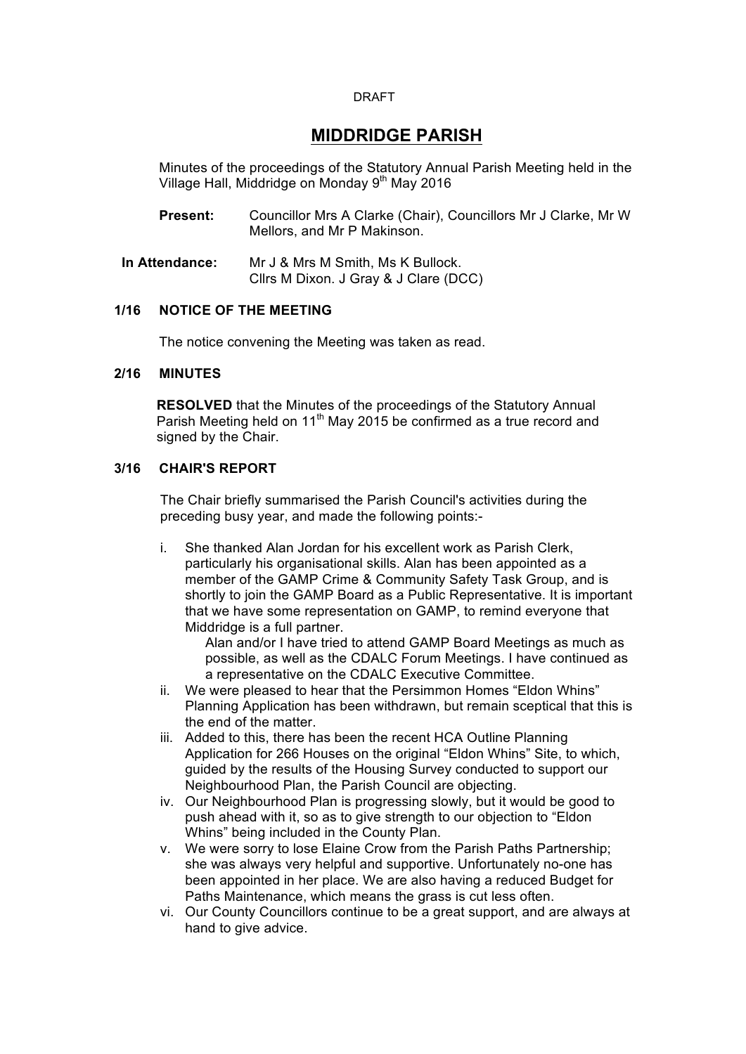DRAFT

# MIDDRIDGE PARISH

Minutes of the proceedings of the Statutory Annual Parish Meeting held in the Village Hall, Middridge on Monday 9th May 2016

**Present:** Councillor Mrs A Clarke (Chair), Councillors Mr J Clarke, Mr W Mellors, and Mr P Makinson.

**In Attendance:** Mr J & Mrs M Smith, Ms K Bullock.
Cllrs M Dixon. J Gray & J Clare (DCC)

## 1/16 NOTICE OF THE MEETING

The notice convening the Meeting was taken as read.

## 2/16 MINUTES

**RESOLVED** that the Minutes of the proceedings of the Statutory Annual Parish Meeting held on 11th May 2015 be confirmed as a true record and signed by the Chair.

## 3/16 CHAIR'S REPORT

The Chair briefly summarised the Parish Council's activities during the preceding busy year, and made the following points:-

i. She thanked Alan Jordan for his excellent work as Parish Clerk, particularly his organisational skills. Alan has been appointed as a member of the GAMP Crime & Community Safety Task Group, and is shortly to join the GAMP Board as a Public Representative. It is important that we have some representation on GAMP, to remind everyone that Middridge is a full partner.
   Alan and/or I have tried to attend GAMP Board Meetings as much as possible, as well as the CDALC Forum Meetings. I have continued as a representative on the CDALC Executive Committee.
ii. We were pleased to hear that the Persimmon Homes "Eldon Whins" Planning Application has been withdrawn, but remain sceptical that this is the end of the matter.
iii. Added to this, there has been the recent HCA Outline Planning Application for 266 Houses on the original "Eldon Whins" Site, to which, guided by the results of the Housing Survey conducted to support our Neighbourhood Plan, the Parish Council are objecting.
iv. Our Neighbourhood Plan is progressing slowly, but it would be good to push ahead with it, so as to give strength to our objection to "Eldon Whins" being included in the County Plan.
v. We were sorry to lose Elaine Crow from the Parish Paths Partnership; she was always very helpful and supportive. Unfortunately no-one has been appointed in her place. We are also having a reduced Budget for Paths Maintenance, which means the grass is cut less often.
vi. Our County Councillors continue to be a great support, and are always at hand to give advice.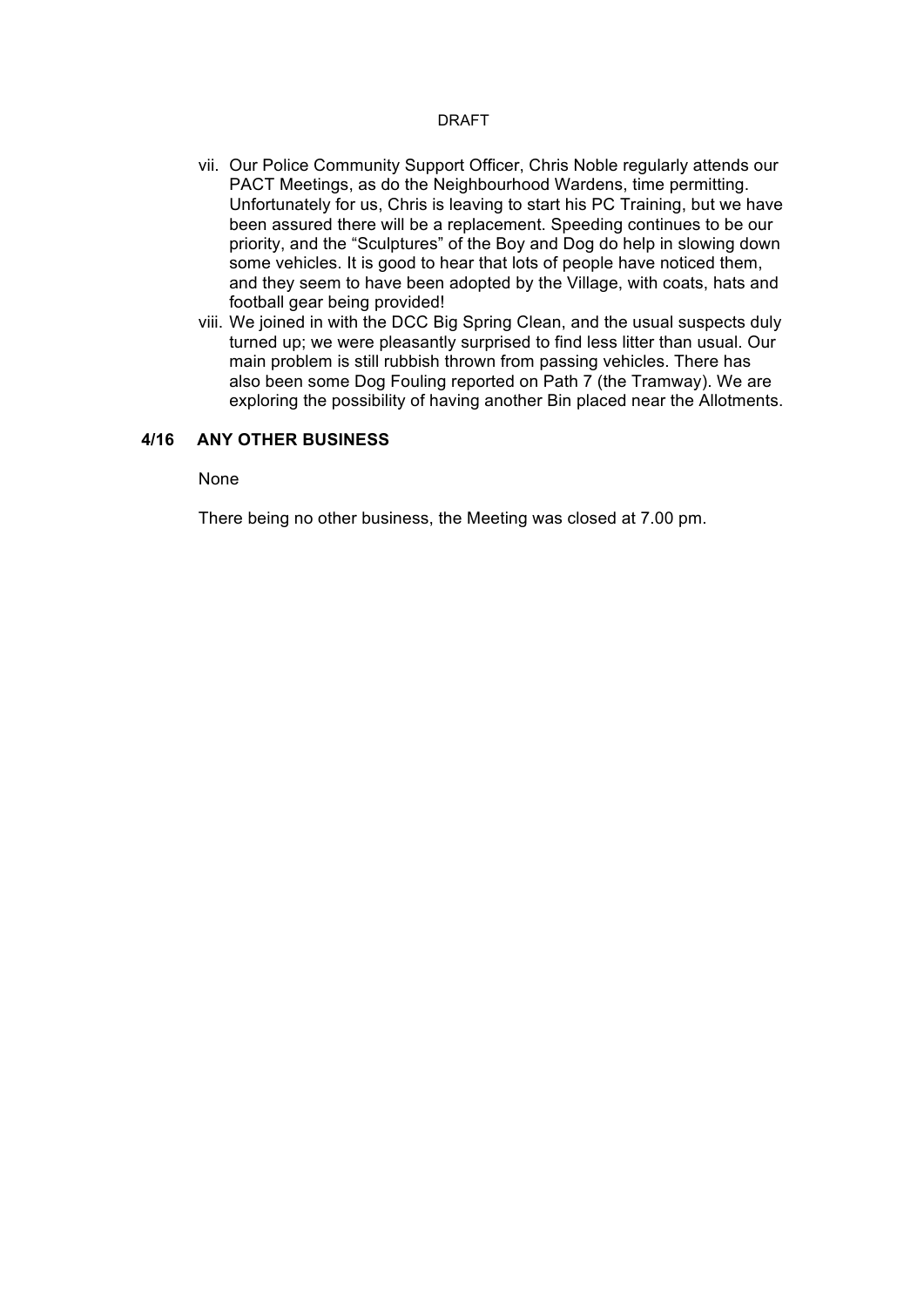DRAFT

vii. Our Police Community Support Officer, Chris Noble regularly attends our PACT Meetings, as do the Neighbourhood Wardens, time permitting. Unfortunately for us, Chris is leaving to start his PC Training, but we have been assured there will be a replacement. Speeding continues to be our priority, and the “Sculptures” of the Boy and Dog do help in slowing down some vehicles. It is good to hear that lots of people have noticed them, and they seem to have been adopted by the Village, with coats, hats and football gear being provided!

viii. We joined in with the DCC Big Spring Clean, and the usual suspects duly turned up; we were pleasantly surprised to find less litter than usual. Our main problem is still rubbish thrown from passing vehicles. There has also been some Dog Fouling reported on Path 7 (the Tramway). We are exploring the possibility of having another Bin placed near the Allotments.

**4/16 ANY OTHER BUSINESS**

None

There being no other business, the Meeting was closed at 7.00 pm.